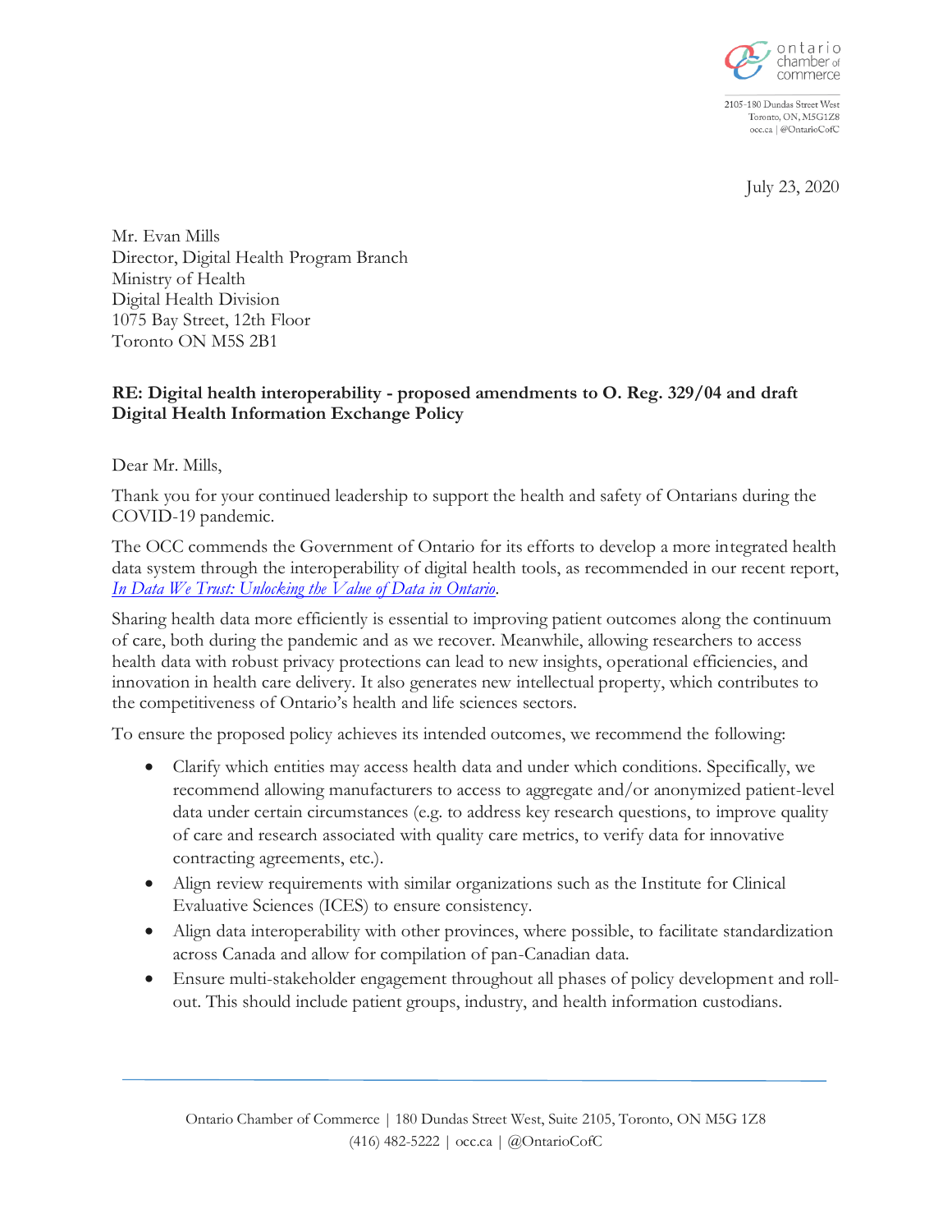2105-180 Dundas Street West
Toronto, ON, M5G1Z8
occ.ca | @OntarioCofC

July 23, 2020

Mr. Evan Mills
Director, Digital Health Program Branch
Ministry of Health
Digital Health Division
1075 Bay Street, 12th Floor
Toronto ON M5S 2B1

**RE: Digital health interoperability - proposed amendments to O. Reg. 329/04 and draft Digital Health Information Exchange Policy**

Dear Mr. Mills,

Thank you for your continued leadership to support the health and safety of Ontarians during the COVID-19 pandemic.

The OCC commends the Government of Ontario for its efforts to develop a more integrated health data system through the interoperability of digital health tools, as recommended in our recent report, *In Data We Trust: Unlocking the Value of Data in Ontario*.

Sharing health data more efficiently is essential to improving patient outcomes along the continuum of care, both during the pandemic and as we recover. Meanwhile, allowing researchers to access health data with robust privacy protections can lead to new insights, operational efficiencies, and innovation in health care delivery. It also generates new intellectual property, which contributes to the competitiveness of Ontario's health and life sciences sectors.

To ensure the proposed policy achieves its intended outcomes, we recommend the following:

- Clarify which entities may access health data and under which conditions. Specifically, we recommend allowing manufacturers to access to aggregate and/or anonymized patient-level data under certain circumstances (e.g. to address key research questions, to improve quality of care and research associated with quality care metrics, to verify data for innovative contracting agreements, etc.).
- Align review requirements with similar organizations such as the Institute for Clinical Evaluative Sciences (ICES) to ensure consistency.
- Align data interoperability with other provinces, where possible, to facilitate standardization across Canada and allow for compilation of pan-Canadian data.
- Ensure multi-stakeholder engagement throughout all phases of policy development and roll-out. This should include patient groups, industry, and health information custodians.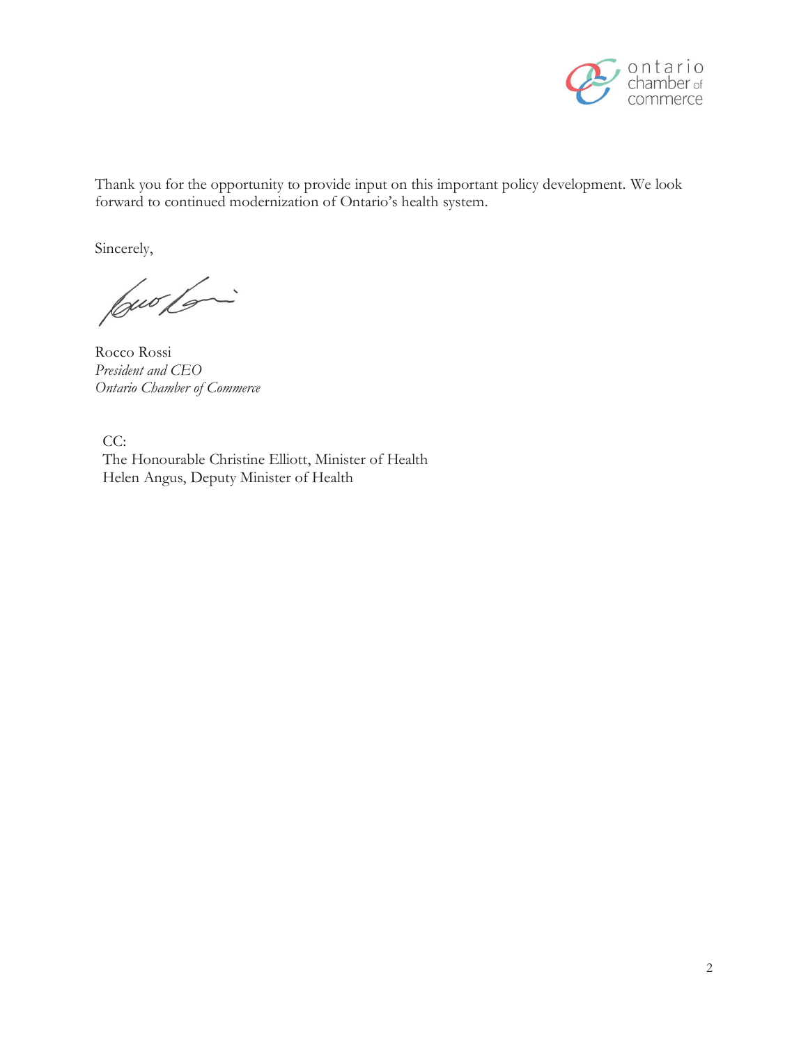Thank you for the opportunity to provide input on this important policy development. We look forward to continued modernization of Ontario's health system.

Sincerely,

Rocco Rossi
*President and CEO*
*Ontario Chamber of Commerce*

CC:
The Honourable Christine Elliott, Minister of Health
Helen Angus, Deputy Minister of Health